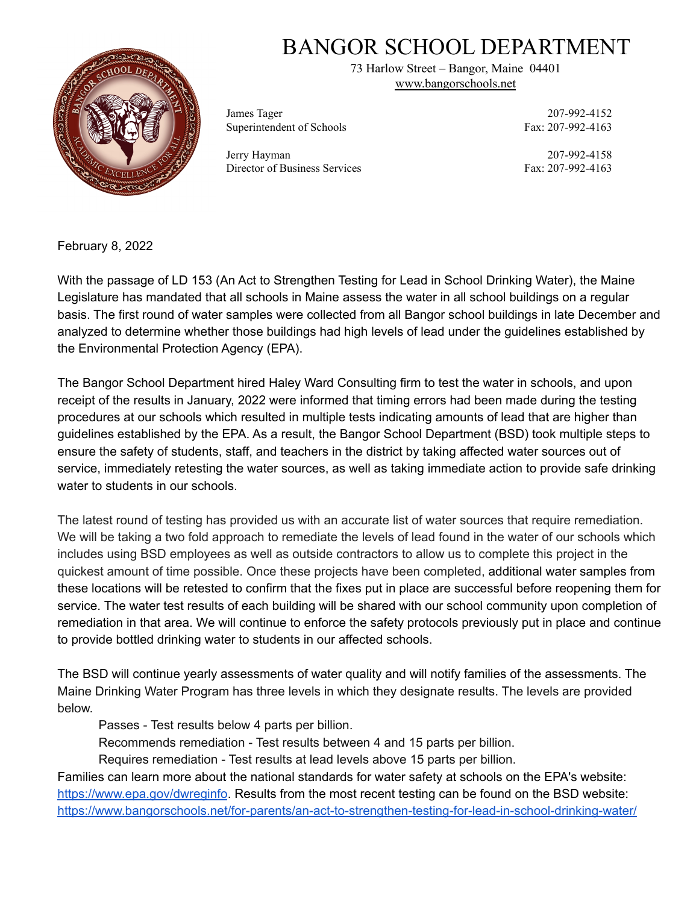# BANGOR SCHOOL DEPARTMENT

73 Harlow Street – Bangor, Maine 04401
www.bangorschools.net

James Tager
Superintendent of Schools
207-992-4152
Fax: 207-992-4163

Jerry Hayman
Director of Business Services
207-992-4158
Fax: 207-992-4163

February 8, 2022

With the passage of LD 153 (An Act to Strengthen Testing for Lead in School Drinking Water), the Maine Legislature has mandated that all schools in Maine assess the water in all school buildings on a regular basis. The first round of water samples were collected from all Bangor school buildings in late December and analyzed to determine whether those buildings had high levels of lead under the guidelines established by the Environmental Protection Agency (EPA).

The Bangor School Department hired Haley Ward Consulting firm to test the water in schools, and upon receipt of the results in January, 2022 were informed that timing errors had been made during the testing procedures at our schools which resulted in multiple tests indicating amounts of lead that are higher than guidelines established by the EPA. As a result, the Bangor School Department (BSD) took multiple steps to ensure the safety of students, staff, and teachers in the district by taking affected water sources out of service, immediately retesting the water sources, as well as taking immediate action to provide safe drinking water to students in our schools.

The latest round of testing has provided us with an accurate list of water sources that require remediation. We will be taking a two fold approach to remediate the levels of lead found in the water of our schools which includes using BSD employees as well as outside contractors to allow us to complete this project in the quickest amount of time possible. Once these projects have been completed, additional water samples from these locations will be retested to confirm that the fixes put in place are successful before reopening them for service. The water test results of each building will be shared with our school community upon completion of remediation in that area. We will continue to enforce the safety protocols previously put in place and continue to provide bottled drinking water to students in our affected schools.

The BSD will continue yearly assessments of water quality and will notify families of the assessments. The Maine Drinking Water Program has three levels in which they designate results. The levels are provided below.

Passes - Test results below 4 parts per billion.
Recommends remediation - Test results between 4 and 15 parts per billion.
Requires remediation - Test results at lead levels above 15 parts per billion.

Families can learn more about the national standards for water safety at schools on the EPA's website: https://www.epa.gov/dwreginfo. Results from the most recent testing can be found on the BSD website: https://www.bangorschools.net/for-parents/an-act-to-strengthen-testing-for-lead-in-school-drinking-water/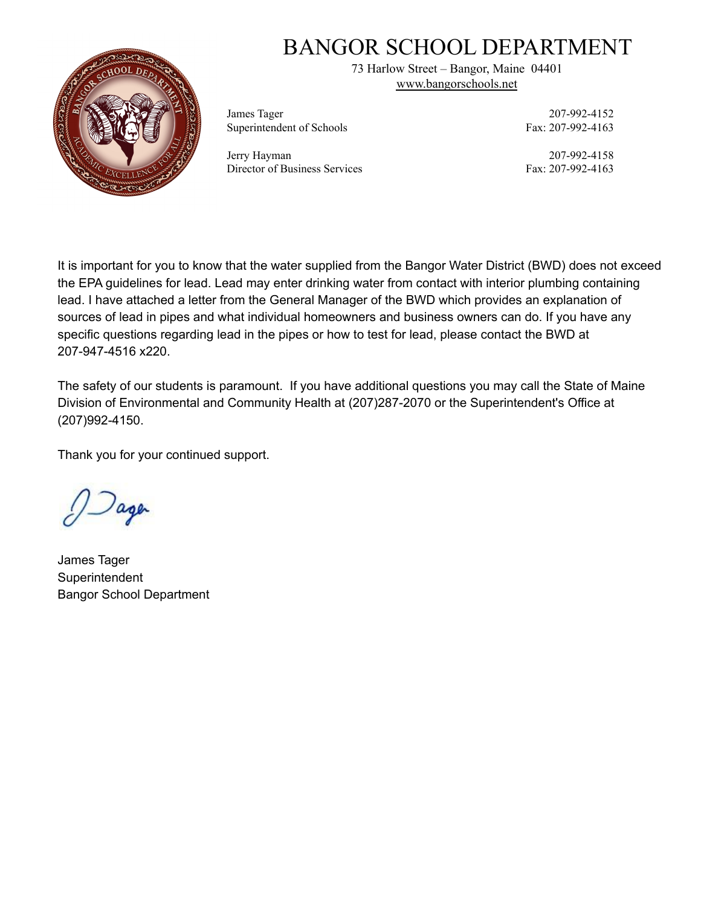# BANGOR SCHOOL DEPARTMENT

73 Harlow Street – Bangor, Maine 04401
www.bangorschools.net

James Tager
Superintendent of Schools
207-992-4152
Fax: 207-992-4163

Jerry Hayman
Director of Business Services
207-992-4158
Fax: 207-992-4163

It is important for you to know that the water supplied from the Bangor Water District (BWD) does not exceed the EPA guidelines for lead. Lead may enter drinking water from contact with interior plumbing containing lead. I have attached a letter from the General Manager of the BWD which provides an explanation of sources of lead in pipes and what individual homeowners and business owners can do. If you have any specific questions regarding lead in the pipes or how to test for lead, please contact the BWD at 207-947-4516 x220.

The safety of our students is paramount. If you have additional questions you may call the State of Maine Division of Environmental and Community Health at (207)287-2070 or the Superintendent's Office at (207)992-4150.

Thank you for your continued support.

James Tager
Superintendent
Bangor School Department